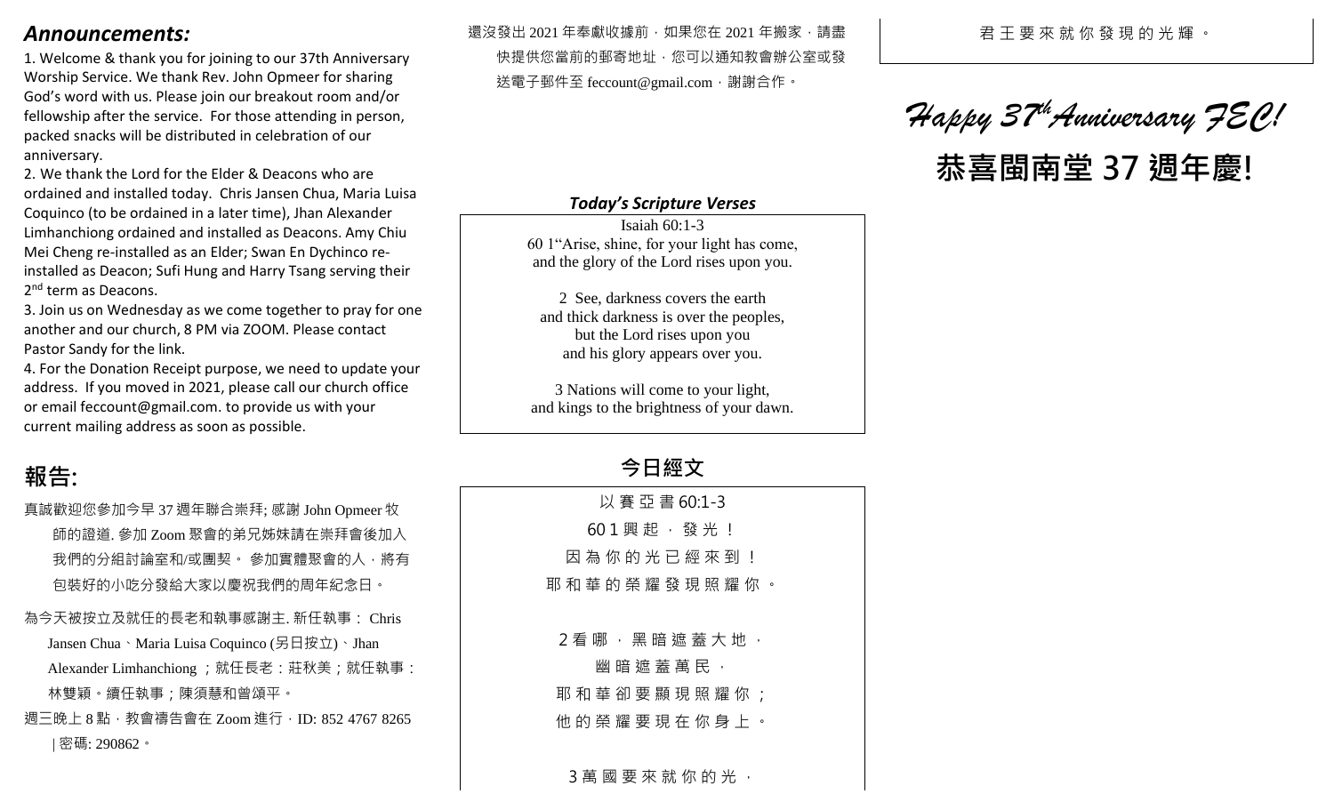## *Announcements:*

1. Welcome & thank you for joining to our 37th Anniversary Worship Service. We thank Rev. John Opmeer for sharing God's word with us. Please join our breakout room and/or fellowship after the service. For those attending in person, packed snacks will be distributed in celebration of our anniversary.
2. We thank the Lord for the Elder & Deacons who are ordained and installed today. Chris Jansen Chua, Maria Luisa Coquinco (to be ordained in a later time), Jhan Alexander Limhanchiong ordained and installed as Deacons. Amy Chiu Mei Cheng re-installed as an Elder; Swan En Dychinco re-installed as Deacon; Sufi Hung and Harry Tsang serving their 2nd term as Deacons.
3. Join us on Wednesday as we come together to pray for one another and our church, 8 PM via ZOOM. Please contact Pastor Sandy for the link.
4. For the Donation Receipt purpose, we need to update your address. If you moved in 2021, please call our church office or email feccount@gmail.com. to provide us with your current mailing address as soon as possible.

## 報告:

真誠歡迎您參加今早 37 週年聯合崇拜; 感謝 John Opmeer 牧師的證道. 參加 Zoom 聚會的弟兄姊妹請在崇拜會後加入我們的分組討論室和/或團契。 參加實體聚會的人，將有包裝好的小吃分發給大家以慶祝我們的周年紀念日。

為今天被按立及就任的長老和執事感謝主. 新任執事： Chris Jansen Chua、Maria Luisa Coquinco (另日按立)、Jhan Alexander Limhanchiong ；就任長老：莊秋美；就任執事：林雙穎。續任執事；陳須慧和曾頌平。

週三晚上 8 點，教會禱告會在 Zoom 進行，ID: 852 4767 8265 | 密碼: 290862。

還沒發出 2021 年奉獻收據前，如果您在 2021 年搬家，請盡快提供您當前的郵寄地址，您可以通知教會辦公室或發送電子郵件至 feccount@gmail.com，謝謝合作。

### *Today's Scripture Verses*

Isaiah 60:1-3

60 1"Arise, shine, for your light has come,
and the glory of the Lord rises upon you.

2 See, darkness covers the earth
and thick darkness is over the peoples,
but the Lord rises upon you
and his glory appears over you.

3 Nations will come to your light,
and kings to the brightness of your dawn.

### 今日經文

以 賽 亞 書 60:1-3

60 1 興 起 ， 發 光 ！
因 為 你 的 光 已 經 來 到 ！
耶 和 華 的 榮 耀 發 現 照 耀 你 。

2 看 哪 ， 黑 暗 遮 蓋 大 地 ，
幽 暗 遮 蓋 萬 民 ，
耶 和 華 卻 要 顯 現 照 耀 你 ；
他 的 榮 耀 要 現 在 你 身 上 。

3 萬 國 要 來 就 你 的 光 ，
君 王 要 來 就 你 發 現 的 光 輝 。

# *Happy 37th Anniversary FEC!*

# 恭喜閩南堂 37 週年慶!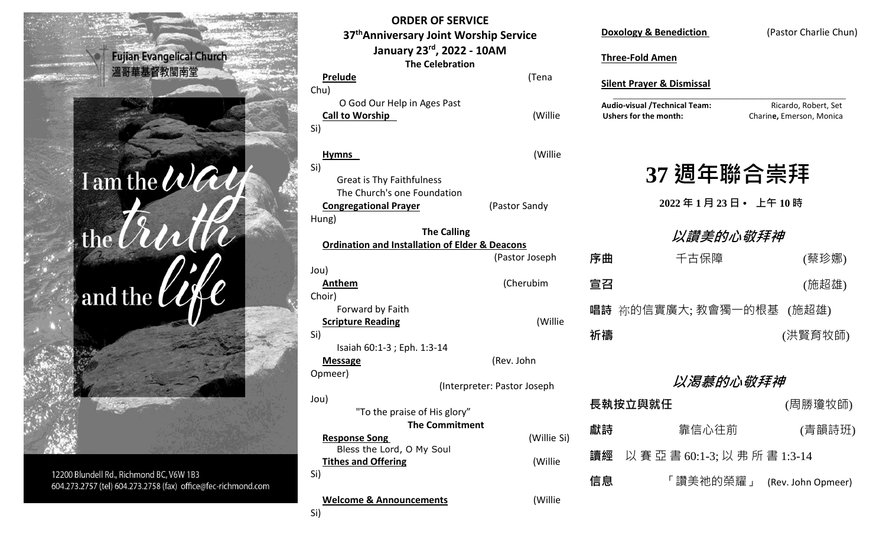Fujian Evangelical Church
溫哥華基督教閩南堂

I am the way the truth and the life

12200 Blundell Rd., Richmond BC, V6W 1B3
604.273.2757 (tel) 604.273.2758 (fax) office@fec-richmond.com

# ORDER OF SERVICE

## 37th Anniversary Joint Worship Service

## January 23rd, 2022 - 10AM

### The Celebration

**Prelude** (Tena Chu)
O God Our Help in Ages Past

**Call to Worship** (Willie Si)

**Hymns** (Willie Si)
Great is Thy Faithfulness
The Church's one Foundation

**Congregational Prayer** (Pastor Sandy Hung)

### The Calling

**Ordination and Installation of Elder & Deacons** (Pastor Joseph Jou)

**Anthem** (Cherubim Choir)
Forward by Faith

**Scripture Reading** (Willie Si)
Isaiah 60:1-3 ; Eph. 1:3-14

**Message** (Rev. John Opmeer)
(Interpreter: Pastor Joseph Jou)
"To the praise of His glory"

### The Commitment

**Response Song** (Willie Si)
Bless the Lord, O My Soul

**Tithes and Offering** (Willie Si)

**Welcome & Announcements** (Willie Si)

**Doxology & Benediction** (Pastor Charlie Chun)

**Three-Fold Amen**

**Silent Prayer & Dismissal**

---

**Audio-visual /Technical Team:** Ricardo, Robert, Set
**Ushers for the month:** Charine, Emerson, Monica

# 37 週年聯合崇拜

**2022 年 1 月 23 日 • 上午 10 時**

### *以讚美的心敬拜神*

**序曲** 千古保障 (蔡珍娜)

**宣召** (施超雄)

**唱詩** 祢的信實廣大; 教會獨一的根基 (施超雄)

**祈禱** (洪賢育牧師)

### *以渴慕的心敬拜神*

**長執按立與就任** (周勝瓊牧師)

**獻詩** 靠信心往前 (青韻詩班)

**讀經** 以 賽 亞 書 60:1-3; 以 弗 所 書 1:3-14

**信息** 「讚美祂的榮耀」 (Rev. John Opmeer)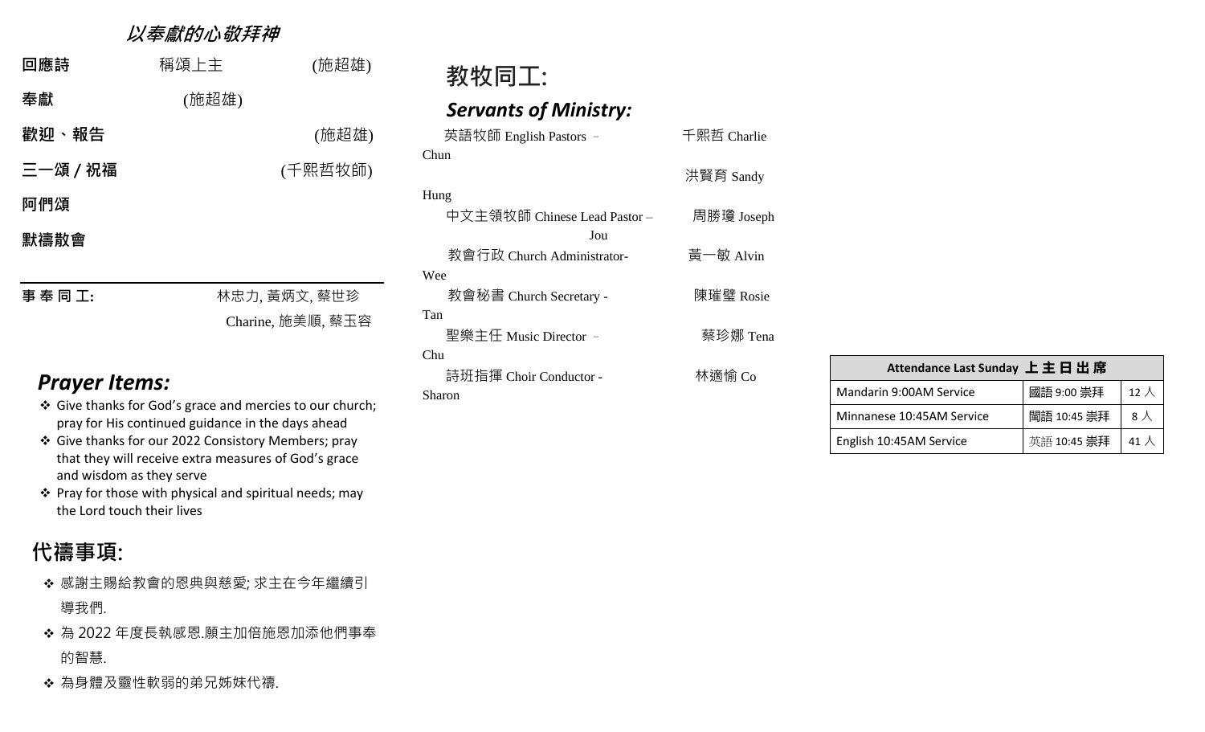### *以奉獻的心敬拜神*

**回應詩** 稱頌上主 (施超雄)

**奉獻** (施超雄)

**歡迎、報告** (施超雄)

**三一頌 / 祝福** (千熙哲牧師)

**阿們頌**

**默禱散會**

**事 奉 同 工:** 林忠力, 黃炳文, 蔡世珍
Charine, 施美順, 蔡玉容

## *Prayer Items:*

- Give thanks for God's grace and mercies to our church; pray for His continued guidance in the days ahead
- Give thanks for our 2022 Consistory Members; pray that they will receive extra measures of God's grace and wisdom as they serve
- Pray for those with physical and spiritual needs; may the Lord touch their lives

## 代禱事項:

- 感謝主賜給教會的恩典與慈愛; 求主在今年繼續引導我們.
- 為 2022 年度長執感恩.願主加倍施恩加添他們事奉的智慧.
- 為身體及靈性軟弱的弟兄姊妹代禱.

## 教牧同工:

## *Servants of Ministry:*

英語牧師 English Pastors – 千熙哲 Charlie Chun
洪賢育 Sandy Hung
中文主領牧師 Chinese Lead Pastor – 周勝瓊 Joseph Jou
教會行政 Church Administrator- 黃一敏 Alvin Wee
教會秘書 Church Secretary - 陳璀璧 Rosie Tan
聖樂主任 Music Director – 蔡珍娜 Tena Chu
詩班指揮 Choir Conductor - 林適愉 Co Sharon

| Attendance Last Sunday 上 主 日 出 席 | | |
|---|---|---|
| Mandarin 9:00AM Service | 國語 9:00 崇拜 | 12 人 |
| Minnanese 10:45AM Service | 閩語 10:45 崇拜 | 8 人 |
| English 10:45AM Service | 英語 10:45 崇拜 | 41 人 |